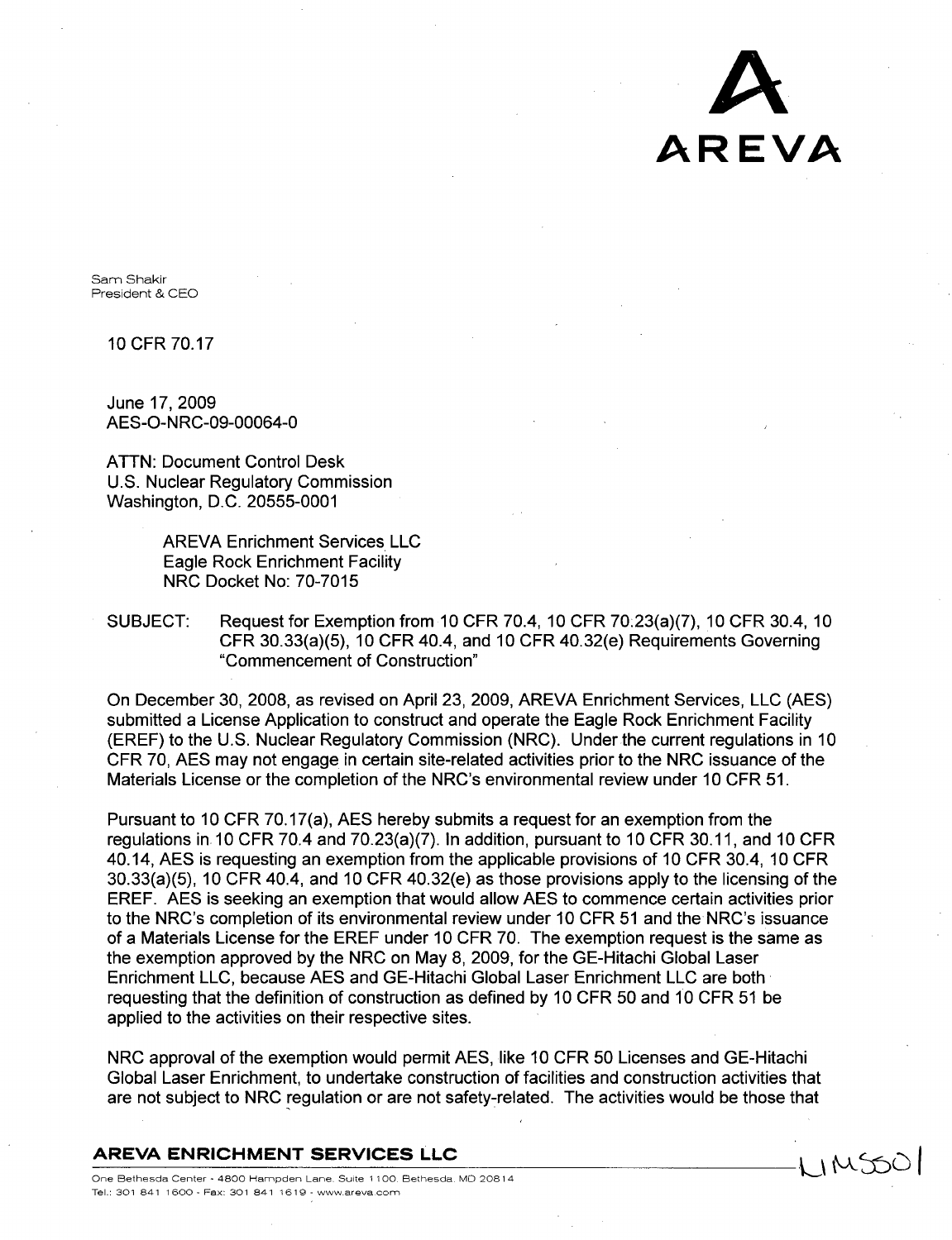**AREVA**

Sam Shakir
President & CEO

10 CFR 70.17

June 17, 2009
AES-O-NRC-09-00064-0

ATTN: Document Control Desk
U.S. Nuclear Regulatory Commission
Washington, D.C. 20555-0001

AREVA Enrichment Services LLC
Eagle Rock Enrichment Facility
NRC Docket No: 70-7015

SUBJECT: Request for Exemption from 10 CFR 70.4, 10 CFR 70.23(a)(7), 10 CFR 30.4, 10 CFR 30.33(a)(5), 10 CFR 40.4, and 10 CFR 40.32(e) Requirements Governing "Commencement of Construction"

On December 30, 2008, as revised on April 23, 2009, AREVA Enrichment Services, LLC (AES) submitted a License Application to construct and operate the Eagle Rock Enrichment Facility (EREF) to the U.S. Nuclear Regulatory Commission (NRC). Under the current regulations in 10 CFR 70, AES may not engage in certain site-related activities prior to the NRC issuance of the Materials License or the completion of the NRC's environmental review under 10 CFR 51.

Pursuant to 10 CFR 70.17(a), AES hereby submits a request for an exemption from the regulations in 10 CFR 70.4 and 70.23(a)(7). In addition, pursuant to 10 CFR 30.11, and 10 CFR 40.14, AES is requesting an exemption from the applicable provisions of 10 CFR 30.4, 10 CFR 30.33(a)(5), 10 CFR 40.4, and 10 CFR 40.32(e) as those provisions apply to the licensing of the EREF. AES is seeking an exemption that would allow AES to commence certain activities prior to the NRC's completion of its environmental review under 10 CFR 51 and the NRC's issuance of a Materials License for the EREF under 10 CFR 70. The exemption request is the same as the exemption approved by the NRC on May 8, 2009, for the GE-Hitachi Global Laser Enrichment LLC, because AES and GE-Hitachi Global Laser Enrichment LLC are both requesting that the definition of construction as defined by 10 CFR 50 and 10 CFR 51 be applied to the activities on their respective sites.

NRC approval of the exemption would permit AES, like 10 CFR 50 Licenses and GE-Hitachi Global Laser Enrichment, to undertake construction of facilities and construction activities that are not subject to NRC regulation or are not safety-related. The activities would be those that

**AREVA ENRICHMENT SERVICES LLC**
One Bethesda Center - 4800 Hampden Lane, Suite 1100, Bethesda, MD 20814
Tel.: 301 841 1600 - Fax: 301 841 1619 - www.areva.com

LMSS01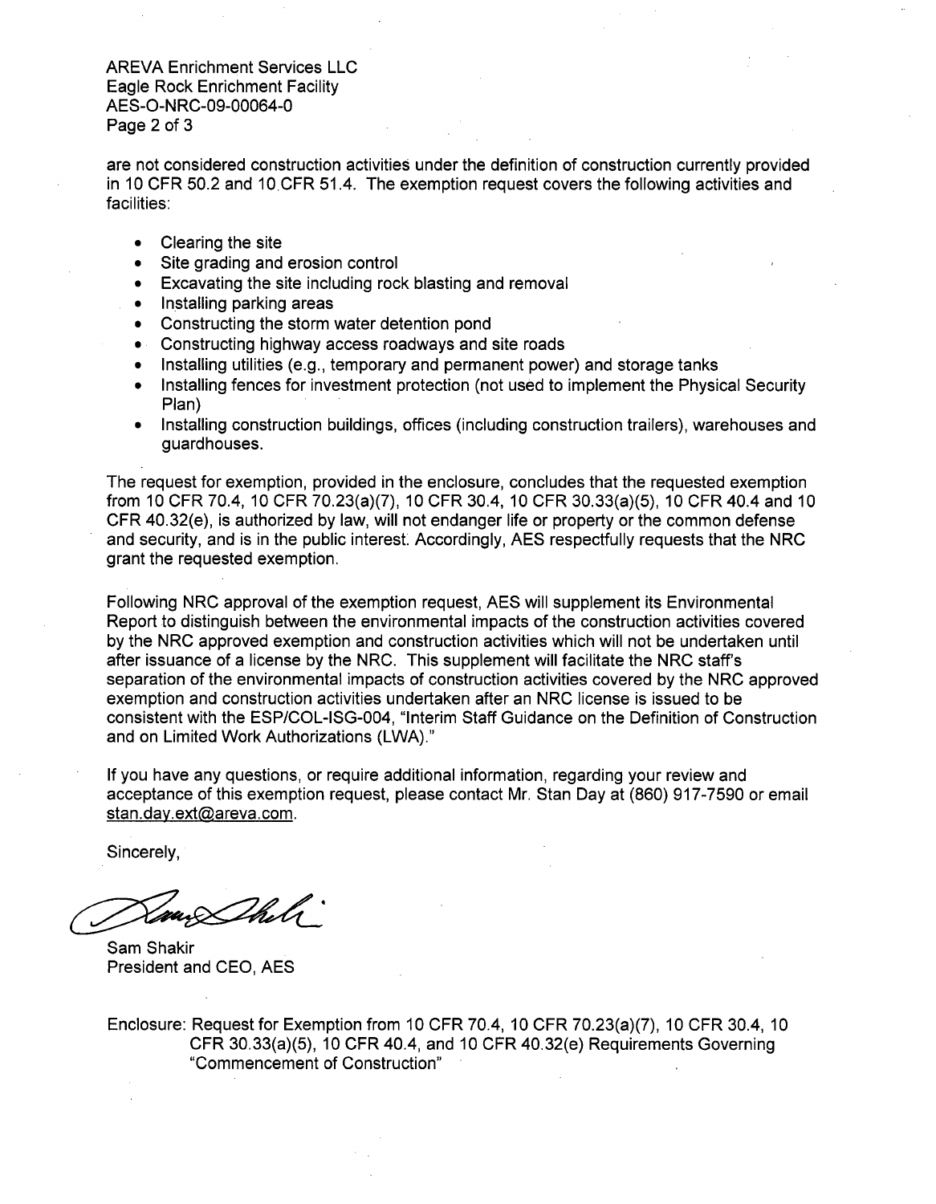are not considered construction activities under the definition of construction currently provided in 10 CFR 50.2 and 10 CFR 51.4. The exemption request covers the following activities and facilities:

- Clearing the site
- Site grading and erosion control
- Excavating the site including rock blasting and removal
- Installing parking areas
- Constructing the storm water detention pond
- Constructing highway access roadways and site roads
- Installing utilities (e.g., temporary and permanent power) and storage tanks
- Installing fences for investment protection (not used to implement the Physical Security Plan)
- Installing construction buildings, offices (including construction trailers), warehouses and guardhouses.

The request for exemption, provided in the enclosure, concludes that the requested exemption from 10 CFR 70.4, 10 CFR 70.23(a)(7), 10 CFR 30.4, 10 CFR 30.33(a)(5), 10 CFR 40.4 and 10 CFR 40.32(e), is authorized by law, will not endanger life or property or the common defense and security, and is in the public interest. Accordingly, AES respectfully requests that the NRC grant the requested exemption.

Following NRC approval of the exemption request, AES will supplement its Environmental Report to distinguish between the environmental impacts of the construction activities covered by the NRC approved exemption and construction activities which will not be undertaken until after issuance of a license by the NRC. This supplement will facilitate the NRC staff's separation of the environmental impacts of construction activities covered by the NRC approved exemption and construction activities undertaken after an NRC license is issued to be consistent with the ESP/COL-ISG-004, "Interim Staff Guidance on the Definition of Construction and on Limited Work Authorizations (LWA)."

If you have any questions, or require additional information, regarding your review and acceptance of this exemption request, please contact Mr. Stan Day at (860) 917-7590 or email stan.day.ext@areva.com.

Sincerely,

Sam Shakir
President and CEO, AES

Enclosure: Request for Exemption from 10 CFR 70.4, 10 CFR 70.23(a)(7), 10 CFR 30.4, 10 CFR 30.33(a)(5), 10 CFR 40.4, and 10 CFR 40.32(e) Requirements Governing "Commencement of Construction"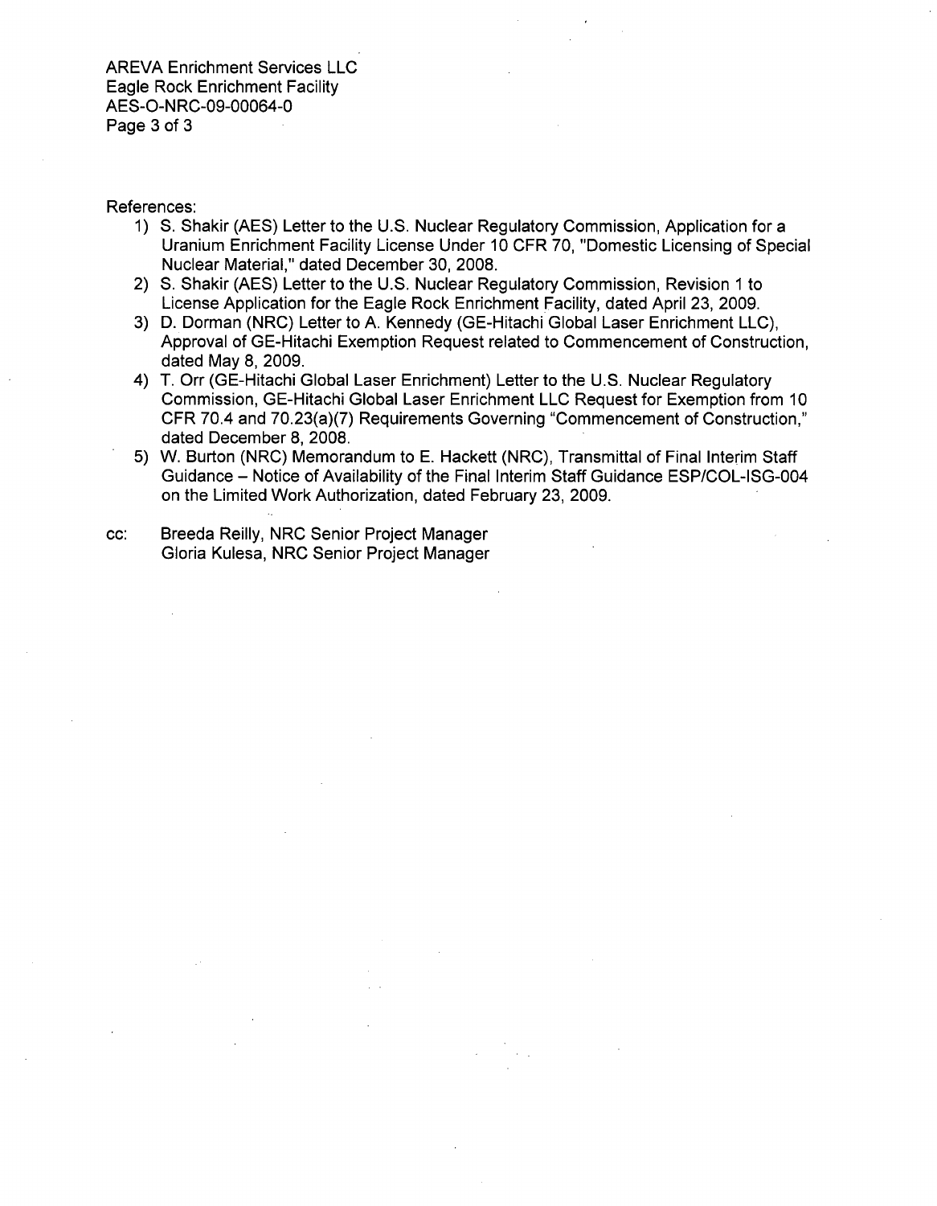References:

1) S. Shakir (AES) Letter to the U.S. Nuclear Regulatory Commission, Application for a Uranium Enrichment Facility License Under 10 CFR 70, "Domestic Licensing of Special Nuclear Material," dated December 30, 2008.
2) S. Shakir (AES) Letter to the U.S. Nuclear Regulatory Commission, Revision 1 to License Application for the Eagle Rock Enrichment Facility, dated April 23, 2009.
3) D. Dorman (NRC) Letter to A. Kennedy (GE-Hitachi Global Laser Enrichment LLC), Approval of GE-Hitachi Exemption Request related to Commencement of Construction, dated May 8, 2009.
4) T. Orr (GE-Hitachi Global Laser Enrichment) Letter to the U.S. Nuclear Regulatory Commission, GE-Hitachi Global Laser Enrichment LLC Request for Exemption from 10 CFR 70.4 and 70.23(a)(7) Requirements Governing "Commencement of Construction," dated December 8, 2008.
5) W. Burton (NRC) Memorandum to E. Hackett (NRC), Transmittal of Final Interim Staff Guidance – Notice of Availability of the Final Interim Staff Guidance ESP/COL-ISG-004 on the Limited Work Authorization, dated February 23, 2009.

cc: Breeda Reilly, NRC Senior Project Manager
Gloria Kulesa, NRC Senior Project Manager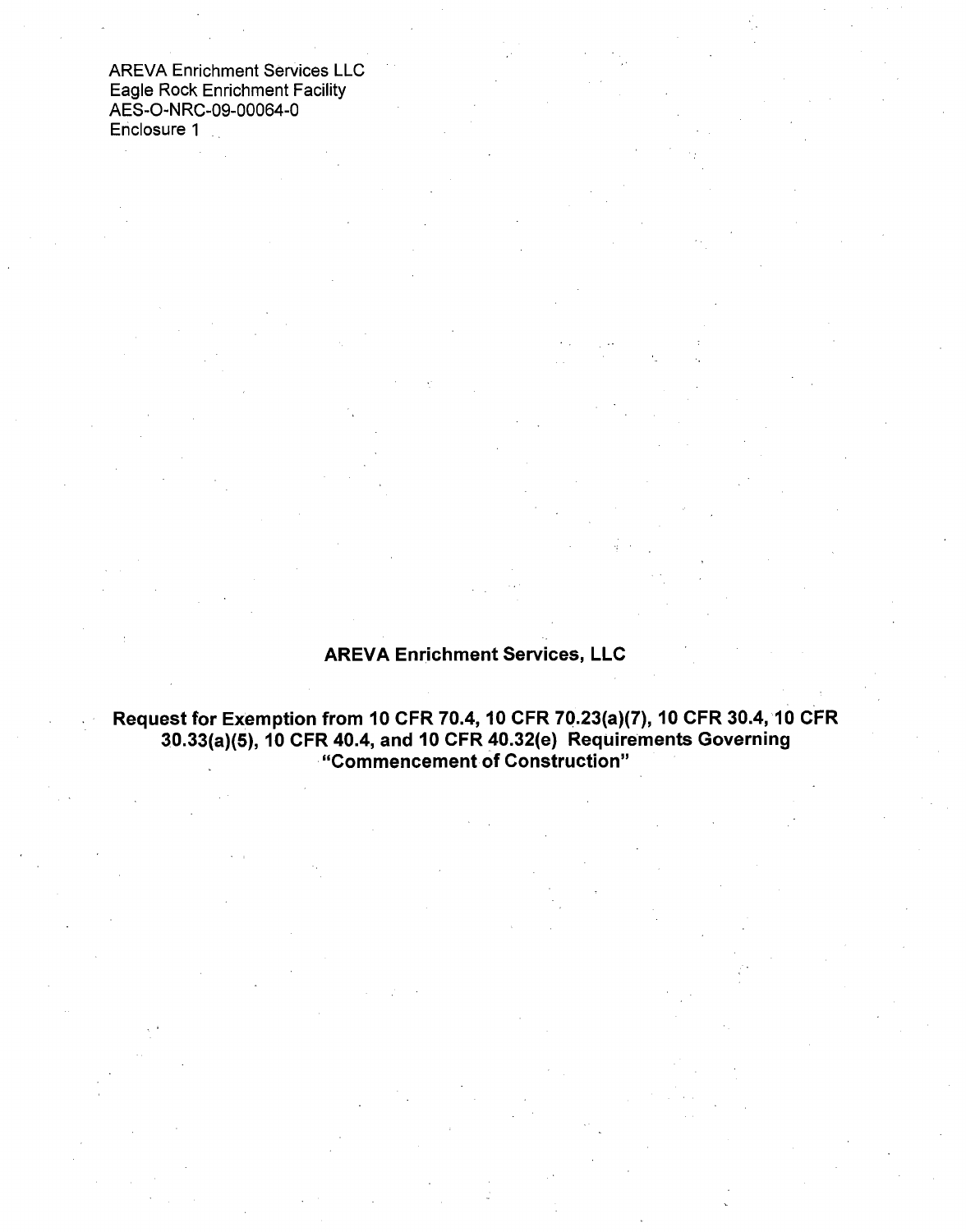AREVA Enrichment Services LLC
Eagle Rock Enrichment Facility
AES-O-NRC-09-00064-0
Enclosure 1

# AREVA Enrichment Services, LLC

## Request for Exemption from 10 CFR 70.4, 10 CFR 70.23(a)(7), 10 CFR 30.4, 10 CFR 30.33(a)(5), 10 CFR 40.4, and 10 CFR 40.32(e) Requirements Governing "Commencement of Construction"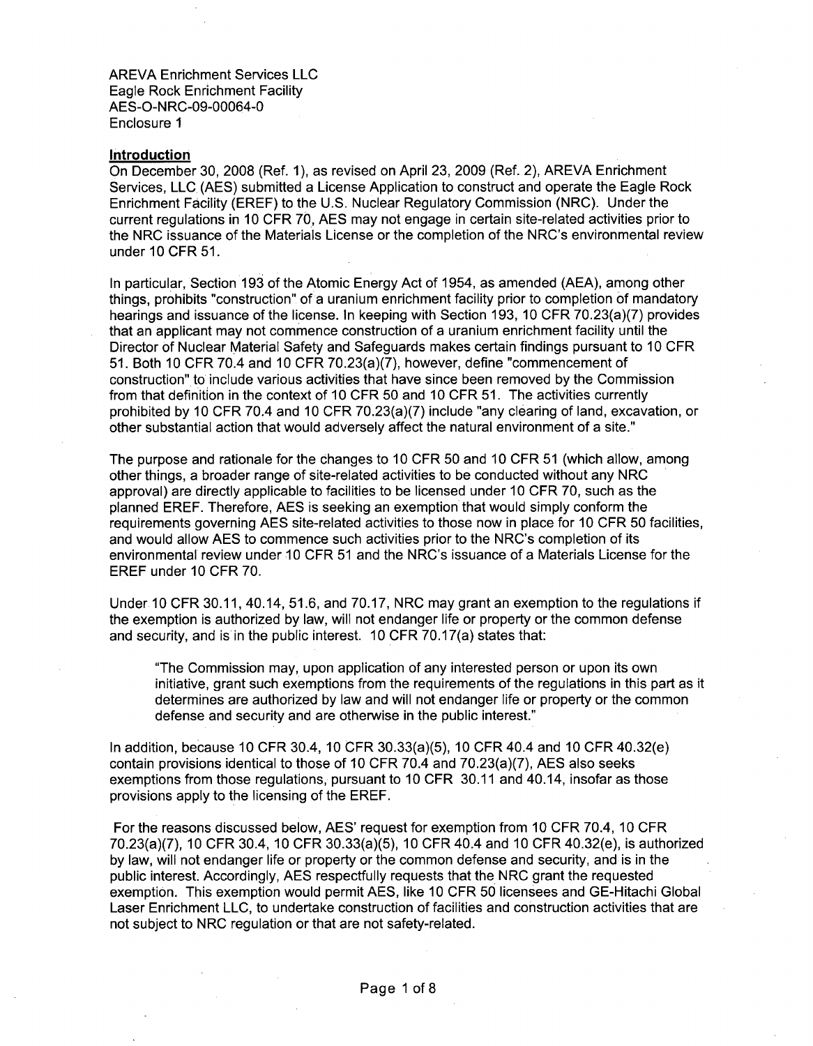AREVA Enrichment Services LLC
Eagle Rock Enrichment Facility
AES-O-NRC-09-00064-0
Enclosure 1

## Introduction

On December 30, 2008 (Ref. 1), as revised on April 23, 2009 (Ref. 2), AREVA Enrichment Services, LLC (AES) submitted a License Application to construct and operate the Eagle Rock Enrichment Facility (EREF) to the U.S. Nuclear Regulatory Commission (NRC). Under the current regulations in 10 CFR 70, AES may not engage in certain site-related activities prior to the NRC issuance of the Materials License or the completion of the NRC's environmental review under 10 CFR 51.

In particular, Section 193 of the Atomic Energy Act of 1954, as amended (AEA), among other things, prohibits "construction" of a uranium enrichment facility prior to completion of mandatory hearings and issuance of the license. In keeping with Section 193, 10 CFR 70.23(a)(7) provides that an applicant may not commence construction of a uranium enrichment facility until the Director of Nuclear Material Safety and Safeguards makes certain findings pursuant to 10 CFR 51. Both 10 CFR 70.4 and 10 CFR 70.23(a)(7), however, define "commencement of construction" to include various activities that have since been removed by the Commission from that definition in the context of 10 CFR 50 and 10 CFR 51. The activities currently prohibited by 10 CFR 70.4 and 10 CFR 70.23(a)(7) include "any clearing of land, excavation, or other substantial action that would adversely affect the natural environment of a site."

The purpose and rationale for the changes to 10 CFR 50 and 10 CFR 51 (which allow, among other things, a broader range of site-related activities to be conducted without any NRC approval) are directly applicable to facilities to be licensed under 10 CFR 70, such as the planned EREF. Therefore, AES is seeking an exemption that would simply conform the requirements governing AES site-related activities to those now in place for 10 CFR 50 facilities, and would allow AES to commence such activities prior to the NRC's completion of its environmental review under 10 CFR 51 and the NRC's issuance of a Materials License for the EREF under 10 CFR 70.

Under 10 CFR 30.11, 40.14, 51.6, and 70.17, NRC may grant an exemption to the regulations if the exemption is authorized by law, will not endanger life or property or the common defense and security, and is in the public interest. 10 CFR 70.17(a) states that:

> "The Commission may, upon application of any interested person or upon its own initiative, grant such exemptions from the requirements of the regulations in this part as it determines are authorized by law and will not endanger life or property or the common defense and security and are otherwise in the public interest."

In addition, because 10 CFR 30.4, 10 CFR 30.33(a)(5), 10 CFR 40.4 and 10 CFR 40.32(e) contain provisions identical to those of 10 CFR 70.4 and 70.23(a)(7), AES also seeks exemptions from those regulations, pursuant to 10 CFR 30.11 and 40.14, insofar as those provisions apply to the licensing of the EREF.

For the reasons discussed below, AES' request for exemption from 10 CFR 70.4, 10 CFR 70.23(a)(7), 10 CFR 30.4, 10 CFR 30.33(a)(5), 10 CFR 40.4 and 10 CFR 40.32(e), is authorized by law, will not endanger life or property or the common defense and security, and is in the public interest. Accordingly, AES respectfully requests that the NRC grant the requested exemption. This exemption would permit AES, like 10 CFR 50 licensees and GE-Hitachi Global Laser Enrichment LLC, to undertake construction of facilities and construction activities that are not subject to NRC regulation or that are not safety-related.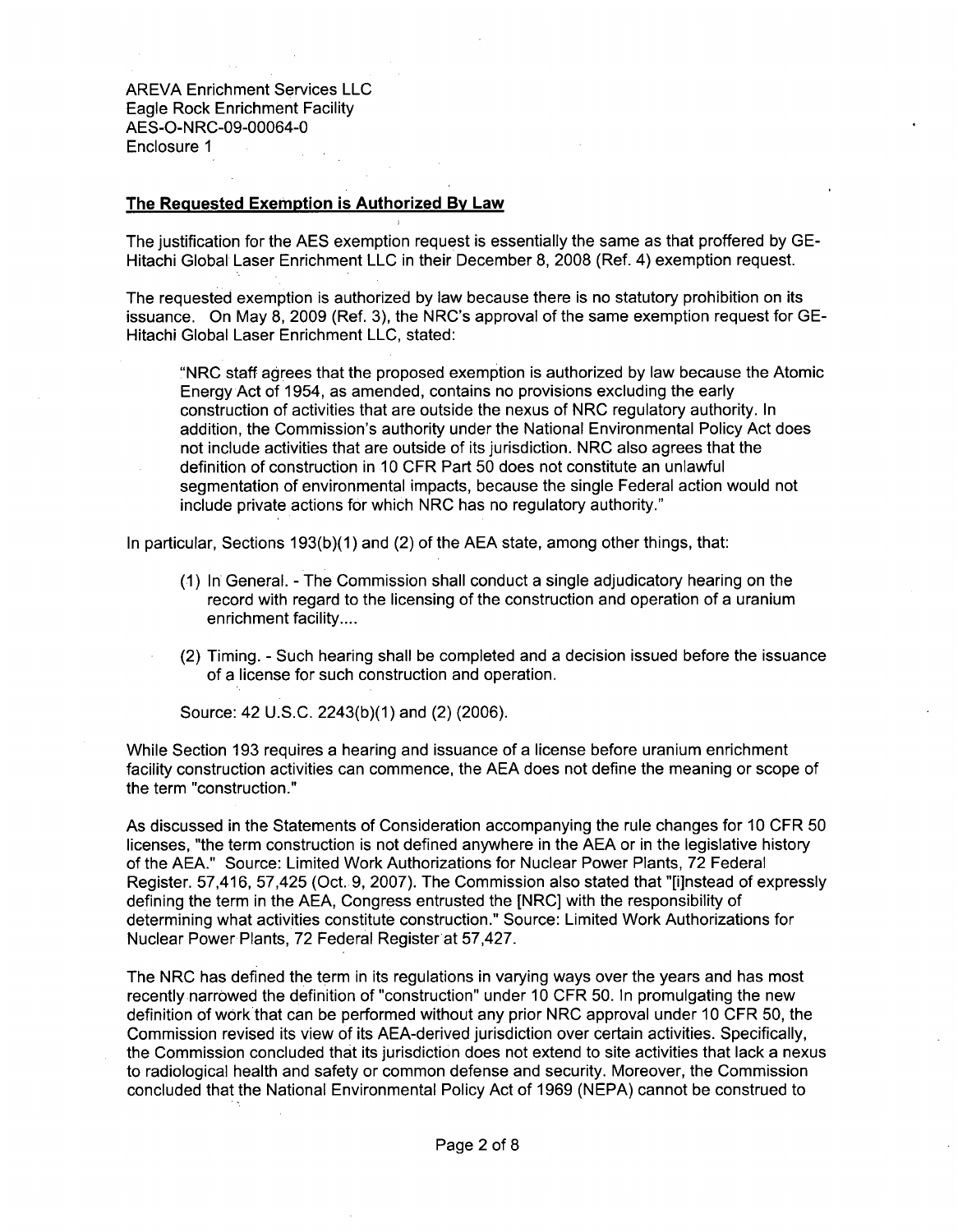AREVA Enrichment Services LLC
Eagle Rock Enrichment Facility
AES-O-NRC-09-00064-0
Enclosure 1

**The Requested Exemption is Authorized By Law**

The justification for the AES exemption request is essentially the same as that proffered by GE-Hitachi Global Laser Enrichment LLC in their December 8, 2008 (Ref. 4) exemption request.

The requested exemption is authorized by law because there is no statutory prohibition on its issuance. On May 8, 2009 (Ref. 3), the NRC's approval of the same exemption request for GE-Hitachi Global Laser Enrichment LLC, stated:

> "NRC staff agrees that the proposed exemption is authorized by law because the Atomic Energy Act of 1954, as amended, contains no provisions excluding the early construction of activities that are outside the nexus of NRC regulatory authority. In addition, the Commission's authority under the National Environmental Policy Act does not include activities that are outside of its jurisdiction. NRC also agrees that the definition of construction in 10 CFR Part 50 does not constitute an unlawful segmentation of environmental impacts, because the single Federal action would not include private actions for which NRC has no regulatory authority."

In particular, Sections 193(b)(1) and (2) of the AEA state, among other things, that:

> (1) In General. - The Commission shall conduct a single adjudicatory hearing on the record with regard to the licensing of the construction and operation of a uranium enrichment facility....
>
> (2) Timing. - Such hearing shall be completed and a decision issued before the issuance of a license for such construction and operation.
>
> Source: 42 U.S.C. 2243(b)(1) and (2) (2006).

While Section 193 requires a hearing and issuance of a license before uranium enrichment facility construction activities can commence, the AEA does not define the meaning or scope of the term "construction."

As discussed in the Statements of Consideration accompanying the rule changes for 10 CFR 50 licenses, "the term construction is not defined anywhere in the AEA or in the legislative history of the AEA." Source: Limited Work Authorizations for Nuclear Power Plants, 72 Federal Register. 57,416, 57,425 (Oct. 9, 2007). The Commission also stated that "[i]nstead of expressly defining the term in the AEA, Congress entrusted the [NRC] with the responsibility of determining what activities constitute construction." Source: Limited Work Authorizations for Nuclear Power Plants, 72 Federal Register at 57,427.

The NRC has defined the term in its regulations in varying ways over the years and has most recently narrowed the definition of "construction" under 10 CFR 50. In promulgating the new definition of work that can be performed without any prior NRC approval under 10 CFR 50, the Commission revised its view of its AEA-derived jurisdiction over certain activities. Specifically, the Commission concluded that its jurisdiction does not extend to site activities that lack a nexus to radiological health and safety or common defense and security. Moreover, the Commission concluded that the National Environmental Policy Act of 1969 (NEPA) cannot be construed to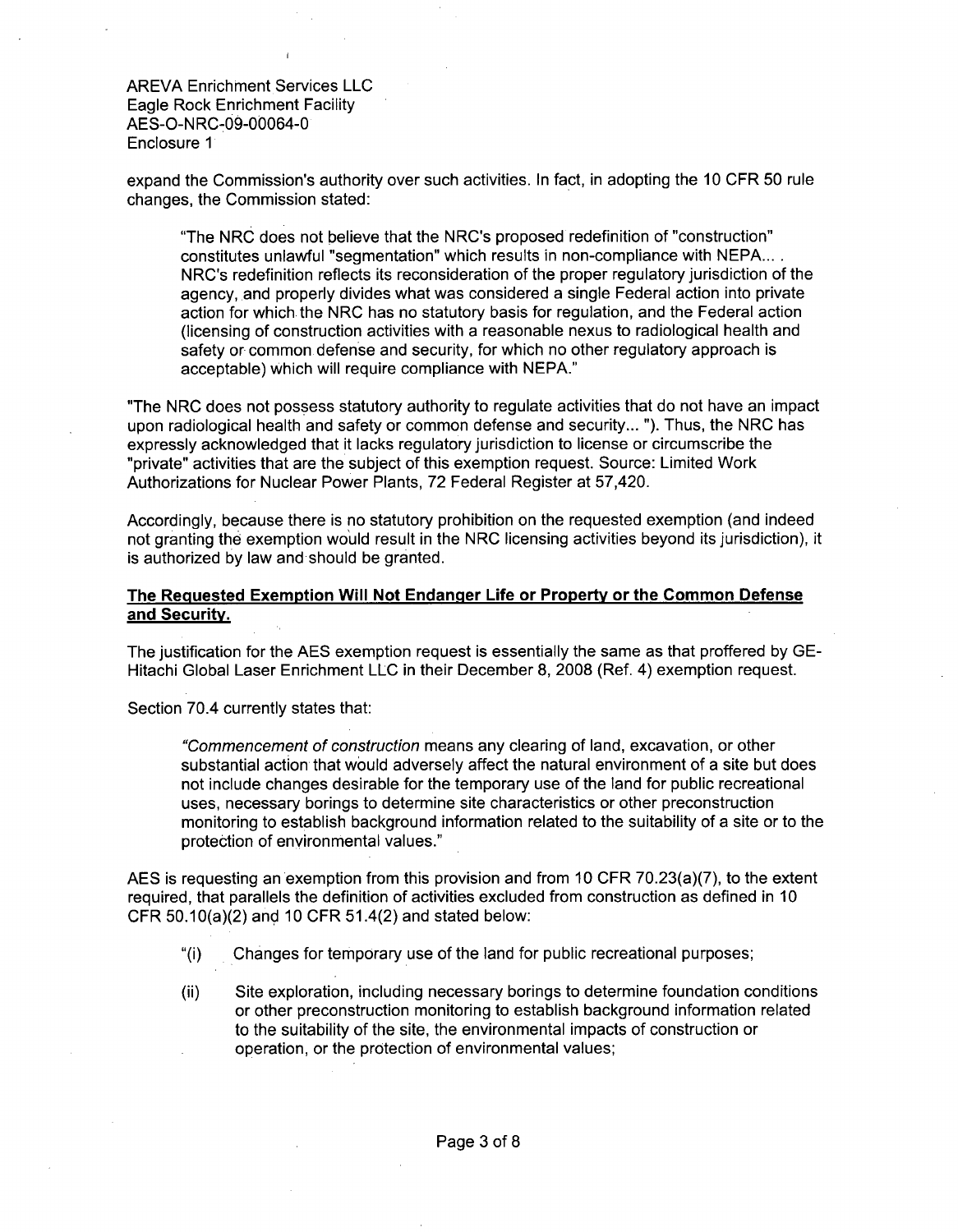expand the Commission's authority over such activities. In fact, in adopting the 10 CFR 50 rule changes, the Commission stated:

> "The NRC does not believe that the NRC's proposed redefinition of "construction" constitutes unlawful "segmentation" which results in non-compliance with NEPA... . NRC's redefinition reflects its reconsideration of the proper regulatory jurisdiction of the agency, and properly divides what was considered a single Federal action into private action for which the NRC has no statutory basis for regulation, and the Federal action (licensing of construction activities with a reasonable nexus to radiological health and safety or common defense and security, for which no other regulatory approach is acceptable) which will require compliance with NEPA."

"The NRC does not possess statutory authority to regulate activities that do not have an impact upon radiological health and safety or common defense and security... "). Thus, the NRC has expressly acknowledged that it lacks regulatory jurisdiction to license or circumscribe the "private" activities that are the subject of this exemption request. Source: Limited Work Authorizations for Nuclear Power Plants, 72 Federal Register at 57,420.

Accordingly, because there is no statutory prohibition on the requested exemption (and indeed not granting the exemption would result in the NRC licensing activities beyond its jurisdiction), it is authorized by law and should be granted.

**The Requested Exemption Will Not Endanger Life or Property or the Common Defense and Security.**

The justification for the AES exemption request is essentially the same as that proffered by GE-Hitachi Global Laser Enrichment LLC in their December 8, 2008 (Ref. 4) exemption request.

Section 70.4 currently states that:

> "*Commencement of construction* means any clearing of land, excavation, or other substantial action that would adversely affect the natural environment of a site but does not include changes desirable for the temporary use of the land for public recreational uses, necessary borings to determine site characteristics or other preconstruction monitoring to establish background information related to the suitability of a site or to the protection of environmental values."

AES is requesting an exemption from this provision and from 10 CFR 70.23(a)(7), to the extent required, that parallels the definition of activities excluded from construction as defined in 10 CFR 50.10(a)(2) and 10 CFR 51.4(2) and stated below:

> "(i) Changes for temporary use of the land for public recreational purposes;
>
> (ii) Site exploration, including necessary borings to determine foundation conditions or other preconstruction monitoring to establish background information related to the suitability of the site, the environmental impacts of construction or operation, or the protection of environmental values;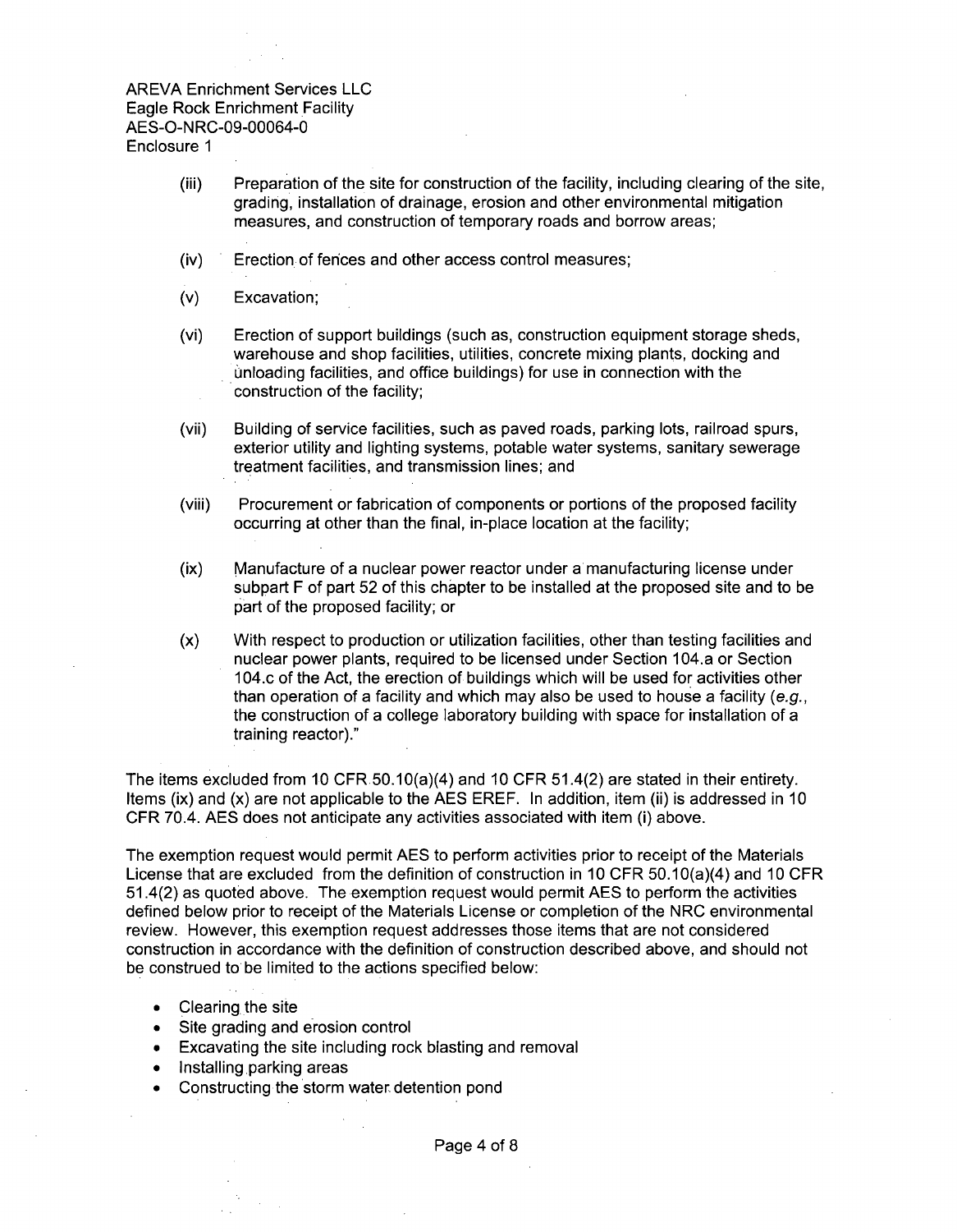(iii) Preparation of the site for construction of the facility, including clearing of the site, grading, installation of drainage, erosion and other environmental mitigation measures, and construction of temporary roads and borrow areas;

(iv) Erection of fences and other access control measures;

(v) Excavation;

(vi) Erection of support buildings (such as, construction equipment storage sheds, warehouse and shop facilities, utilities, concrete mixing plants, docking and unloading facilities, and office buildings) for use in connection with the construction of the facility;

(vii) Building of service facilities, such as paved roads, parking lots, railroad spurs, exterior utility and lighting systems, potable water systems, sanitary sewerage treatment facilities, and transmission lines; and

(viii) Procurement or fabrication of components or portions of the proposed facility occurring at other than the final, in-place location at the facility;

(ix) Manufacture of a nuclear power reactor under a manufacturing license under subpart F of part 52 of this chapter to be installed at the proposed site and to be part of the proposed facility; or

(x) With respect to production or utilization facilities, other than testing facilities and nuclear power plants, required to be licensed under Section 104.a or Section 104.c of the Act, the erection of buildings which will be used for activities other than operation of a facility and which may also be used to house a facility (*e.g.*, the construction of a college laboratory building with space for installation of a training reactor)."

The items excluded from 10 CFR 50.10(a)(4) and 10 CFR 51.4(2) are stated in their entirety. Items (ix) and (x) are not applicable to the AES EREF. In addition, item (ii) is addressed in 10 CFR 70.4. AES does not anticipate any activities associated with item (i) above.

The exemption request would permit AES to perform activities prior to receipt of the Materials License that are excluded from the definition of construction in 10 CFR 50.10(a)(4) and 10 CFR 51.4(2) as quoted above. The exemption request would permit AES to perform the activities defined below prior to receipt of the Materials License or completion of the NRC environmental review. However, this exemption request addresses those items that are not considered construction in accordance with the definition of construction described above, and should not be construed to be limited to the actions specified below:

- Clearing the site
- Site grading and erosion control
- Excavating the site including rock blasting and removal
- Installing parking areas
- Constructing the storm water detention pond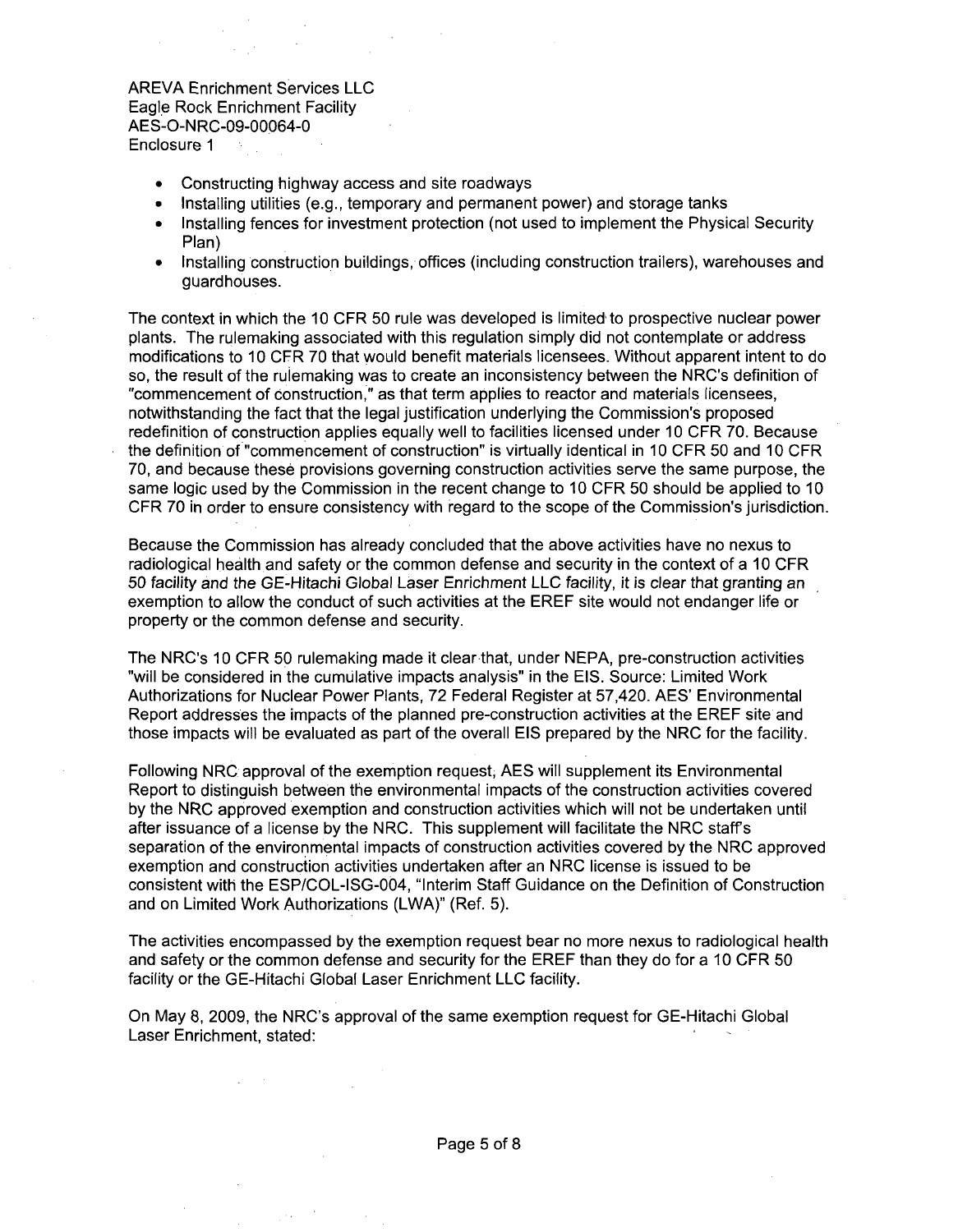- Constructing highway access and site roadways
- Installing utilities (e.g., temporary and permanent power) and storage tanks
- Installing fences for investment protection (not used to implement the Physical Security Plan)
- Installing construction buildings, offices (including construction trailers), warehouses and guardhouses.

The context in which the 10 CFR 50 rule was developed is limited to prospective nuclear power plants. The rulemaking associated with this regulation simply did not contemplate or address modifications to 10 CFR 70 that would benefit materials licensees. Without apparent intent to do so, the result of the rulemaking was to create an inconsistency between the NRC's definition of "commencement of construction," as that term applies to reactor and materials licensees, notwithstanding the fact that the legal justification underlying the Commission's proposed redefinition of construction applies equally well to facilities licensed under 10 CFR 70. Because the definition of "commencement of construction" is virtually identical in 10 CFR 50 and 10 CFR 70, and because these provisions governing construction activities serve the same purpose, the same logic used by the Commission in the recent change to 10 CFR 50 should be applied to 10 CFR 70 in order to ensure consistency with regard to the scope of the Commission's jurisdiction.

Because the Commission has already concluded that the above activities have no nexus to radiological health and safety or the common defense and security in the context of a 10 CFR 50 facility and the GE-Hitachi Global Laser Enrichment LLC facility, it is clear that granting an exemption to allow the conduct of such activities at the EREF site would not endanger life or property or the common defense and security.

The NRC's 10 CFR 50 rulemaking made it clear that, under NEPA, pre-construction activities "will be considered in the cumulative impacts analysis" in the EIS. Source: Limited Work Authorizations for Nuclear Power Plants, 72 Federal Register at 57,420. AES' Environmental Report addresses the impacts of the planned pre-construction activities at the EREF site and those impacts will be evaluated as part of the overall EIS prepared by the NRC for the facility.

Following NRC approval of the exemption request, AES will supplement its Environmental Report to distinguish between the environmental impacts of the construction activities covered by the NRC approved exemption and construction activities which will not be undertaken until after issuance of a license by the NRC. This supplement will facilitate the NRC staff's separation of the environmental impacts of construction activities covered by the NRC approved exemption and construction activities undertaken after an NRC license is issued to be consistent with the ESP/COL-ISG-004, "Interim Staff Guidance on the Definition of Construction and on Limited Work Authorizations (LWA)" (Ref. 5).

The activities encompassed by the exemption request bear no more nexus to radiological health and safety or the common defense and security for the EREF than they do for a 10 CFR 50 facility or the GE-Hitachi Global Laser Enrichment LLC facility.

On May 8, 2009, the NRC's approval of the same exemption request for GE-Hitachi Global Laser Enrichment, stated: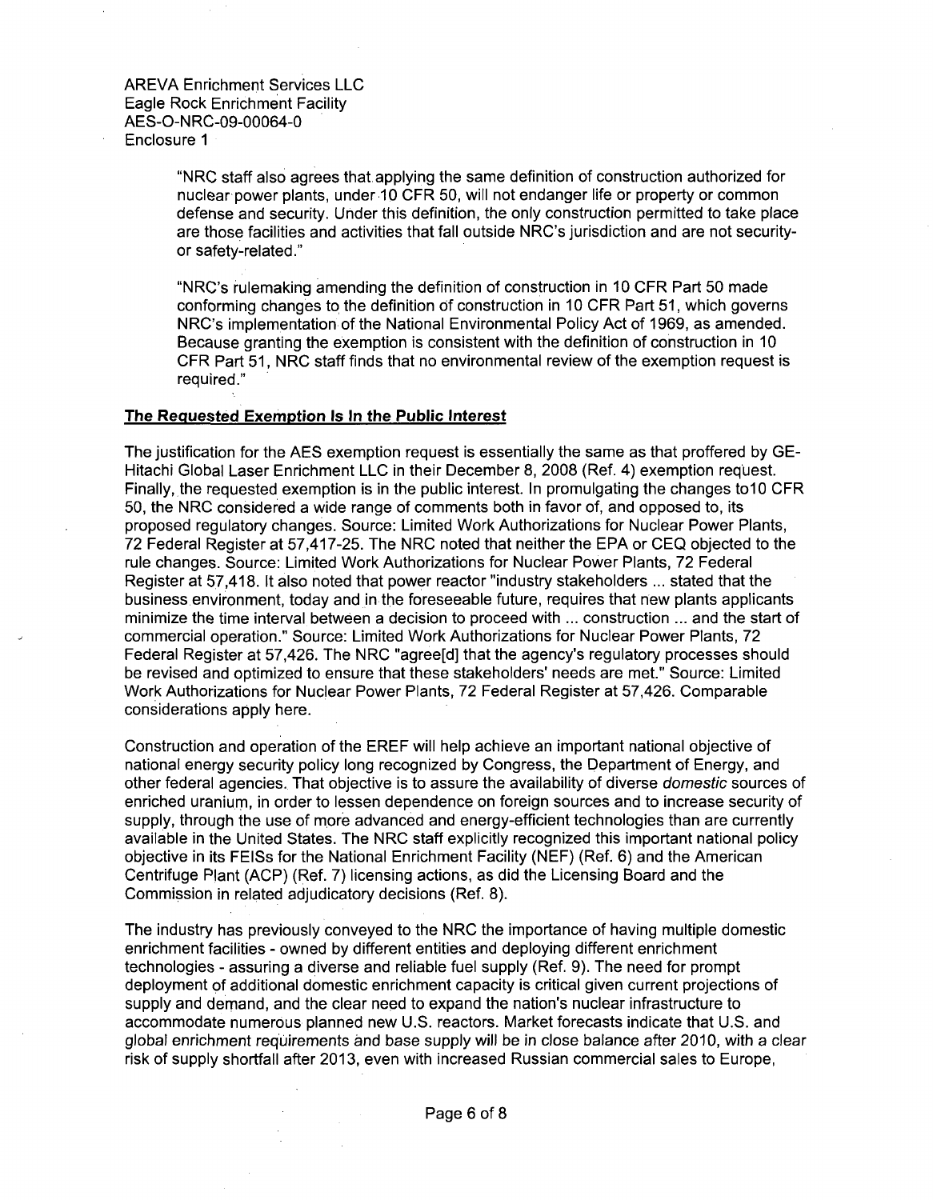"NRC staff also agrees that applying the same definition of construction authorized for nuclear power plants, under 10 CFR 50, will not endanger life or property or common defense and security. Under this definition, the only construction permitted to take place are those facilities and activities that fall outside NRC's jurisdiction and are not security- or safety-related."

"NRC's rulemaking amending the definition of construction in 10 CFR Part 50 made conforming changes to the definition of construction in 10 CFR Part 51, which governs NRC's implementation of the National Environmental Policy Act of 1969, as amended. Because granting the exemption is consistent with the definition of construction in 10 CFR Part 51, NRC staff finds that no environmental review of the exemption request is required."

**The Requested Exemption Is In the Public Interest**

The justification for the AES exemption request is essentially the same as that proffered by GE-Hitachi Global Laser Enrichment LLC in their December 8, 2008 (Ref. 4) exemption request. Finally, the requested exemption is in the public interest. In promulgating the changes to10 CFR 50, the NRC considered a wide range of comments both in favor of, and opposed to, its proposed regulatory changes. Source: Limited Work Authorizations for Nuclear Power Plants, 72 Federal Register at 57,417-25. The NRC noted that neither the EPA or CEQ objected to the rule changes. Source: Limited Work Authorizations for Nuclear Power Plants, 72 Federal Register at 57,418. It also noted that power reactor "industry stakeholders ... stated that the business environment, today and in the foreseeable future, requires that new plants applicants minimize the time interval between a decision to proceed with ... construction ... and the start of commercial operation." Source: Limited Work Authorizations for Nuclear Power Plants, 72 Federal Register at 57,426. The NRC "agree[d] that the agency's regulatory processes should be revised and optimized to ensure that these stakeholders' needs are met." Source: Limited Work Authorizations for Nuclear Power Plants, 72 Federal Register at 57,426. Comparable considerations apply here.

Construction and operation of the EREF will help achieve an important national objective of national energy security policy long recognized by Congress, the Department of Energy, and other federal agencies. That objective is to assure the availability of diverse *domestic* sources of enriched uranium, in order to lessen dependence on foreign sources and to increase security of supply, through the use of more advanced and energy-efficient technologies than are currently available in the United States. The NRC staff explicitly recognized this important national policy objective in its FEISs for the National Enrichment Facility (NEF) (Ref. 6) and the American Centrifuge Plant (ACP) (Ref. 7) licensing actions, as did the Licensing Board and the Commission in related adjudicatory decisions (Ref. 8).

The industry has previously conveyed to the NRC the importance of having multiple domestic enrichment facilities - owned by different entities and deploying different enrichment technologies - assuring a diverse and reliable fuel supply (Ref. 9). The need for prompt deployment of additional domestic enrichment capacity is critical given current projections of supply and demand, and the clear need to expand the nation's nuclear infrastructure to accommodate numerous planned new U.S. reactors. Market forecasts indicate that U.S. and global enrichment requirements and base supply will be in close balance after 2010, with a clear risk of supply shortfall after 2013, even with increased Russian commercial sales to Europe,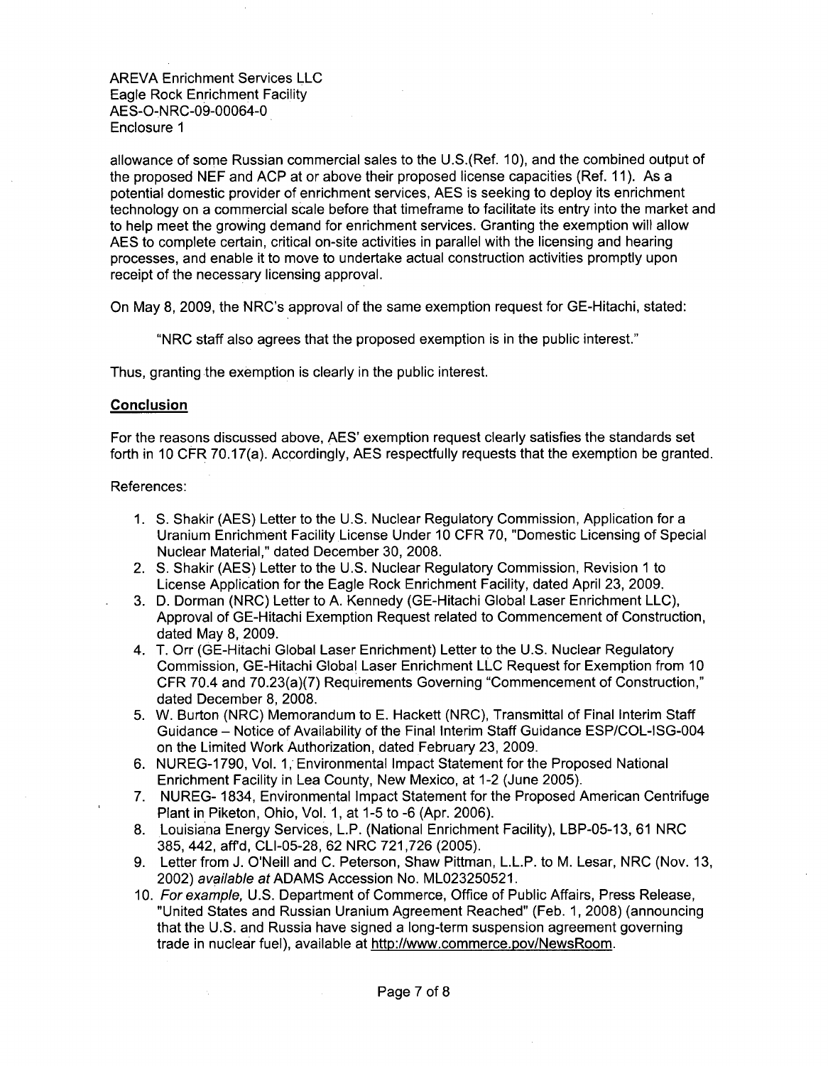allowance of some Russian commercial sales to the U.S.(Ref. 10), and the combined output of the proposed NEF and ACP at or above their proposed license capacities (Ref. 11). As a potential domestic provider of enrichment services, AES is seeking to deploy its enrichment technology on a commercial scale before that timeframe to facilitate its entry into the market and to help meet the growing demand for enrichment services. Granting the exemption will allow AES to complete certain, critical on-site activities in parallel with the licensing and hearing processes, and enable it to move to undertake actual construction activities promptly upon receipt of the necessary licensing approval.

On May 8, 2009, the NRC's approval of the same exemption request for GE-Hitachi, stated:

> "NRC staff also agrees that the proposed exemption is in the public interest."

Thus, granting the exemption is clearly in the public interest.

**Conclusion**

For the reasons discussed above, AES' exemption request clearly satisfies the standards set forth in 10 CFR 70.17(a). Accordingly, AES respectfully requests that the exemption be granted.

References:

1. S. Shakir (AES) Letter to the U.S. Nuclear Regulatory Commission, Application for a Uranium Enrichment Facility License Under 10 CFR 70, "Domestic Licensing of Special Nuclear Material," dated December 30, 2008.
2. S. Shakir (AES) Letter to the U.S. Nuclear Regulatory Commission, Revision 1 to License Application for the Eagle Rock Enrichment Facility, dated April 23, 2009.
3. D. Dorman (NRC) Letter to A. Kennedy (GE-Hitachi Global Laser Enrichment LLC), Approval of GE-Hitachi Exemption Request related to Commencement of Construction, dated May 8, 2009.
4. T. Orr (GE-Hitachi Global Laser Enrichment) Letter to the U.S. Nuclear Regulatory Commission, GE-Hitachi Global Laser Enrichment LLC Request for Exemption from 10 CFR 70.4 and 70.23(a)(7) Requirements Governing "Commencement of Construction," dated December 8, 2008.
5. W. Burton (NRC) Memorandum to E. Hackett (NRC), Transmittal of Final Interim Staff Guidance – Notice of Availability of the Final Interim Staff Guidance ESP/COL-ISG-004 on the Limited Work Authorization, dated February 23, 2009.
6. NUREG-1790, Vol. 1, Environmental Impact Statement for the Proposed National Enrichment Facility in Lea County, New Mexico, at 1-2 (June 2005).
7. NUREG- 1834, Environmental Impact Statement for the Proposed American Centrifuge Plant in Piketon, Ohio, Vol. 1, at 1-5 to -6 (Apr. 2006).
8. Louisiana Energy Services, L.P. (National Enrichment Facility), LBP-05-13, 61 NRC 385, 442, aff'd, CLI-05-28, 62 NRC 721,726 (2005).
9. Letter from J. O'Neill and C. Peterson, Shaw Pittman, L.L.P. to M. Lesar, NRC (Nov. 13, 2002) *available at* ADAMS Accession No. ML023250521.
10. *For example,* U.S. Department of Commerce, Office of Public Affairs, Press Release, "United States and Russian Uranium Agreement Reached" (Feb. 1, 2008) (announcing that the U.S. and Russia have signed a long-term suspension agreement governing trade in nuclear fuel), available at http://www.commerce.pov/NewsRoom.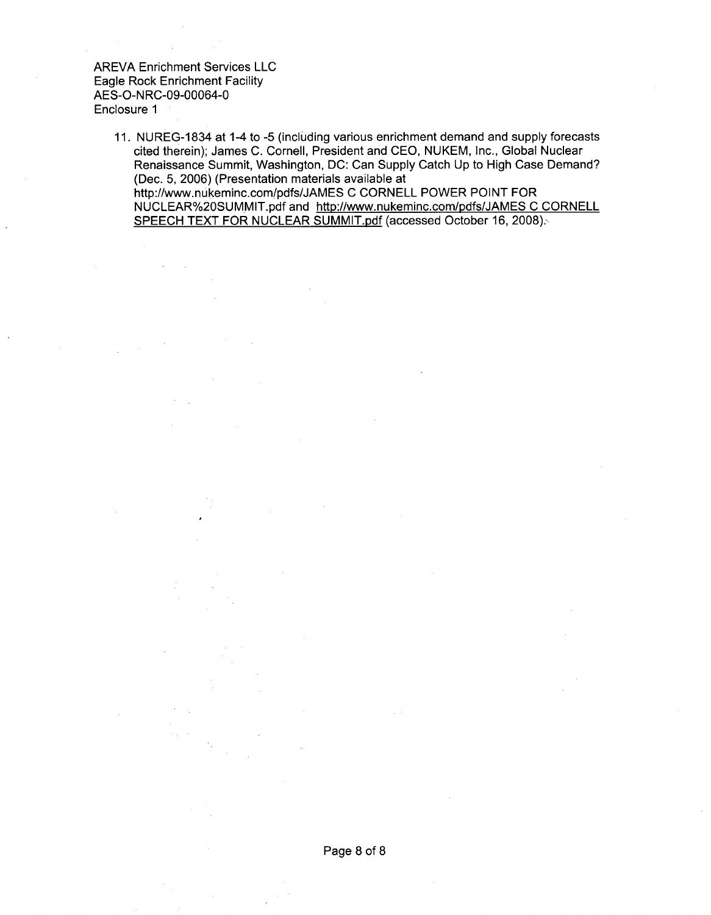11. NUREG-1834 at 1-4 to -5 (including various enrichment demand and supply forecasts cited therein); James C. Cornell, President and CEO, NUKEM, Inc., Global Nuclear Renaissance Summit, Washington, DC: Can Supply Catch Up to High Case Demand? (Dec. 5, 2006) (Presentation materials available at http://www.nukeminc.com/pdfs/JAMES C CORNELL POWER POINT FOR NUCLEAR%20SUMMIT.pdf and http://www.nukeminc.com/pdfs/JAMES C CORNELL SPEECH TEXT FOR NUCLEAR SUMMIT.pdf (accessed October 16, 2008).